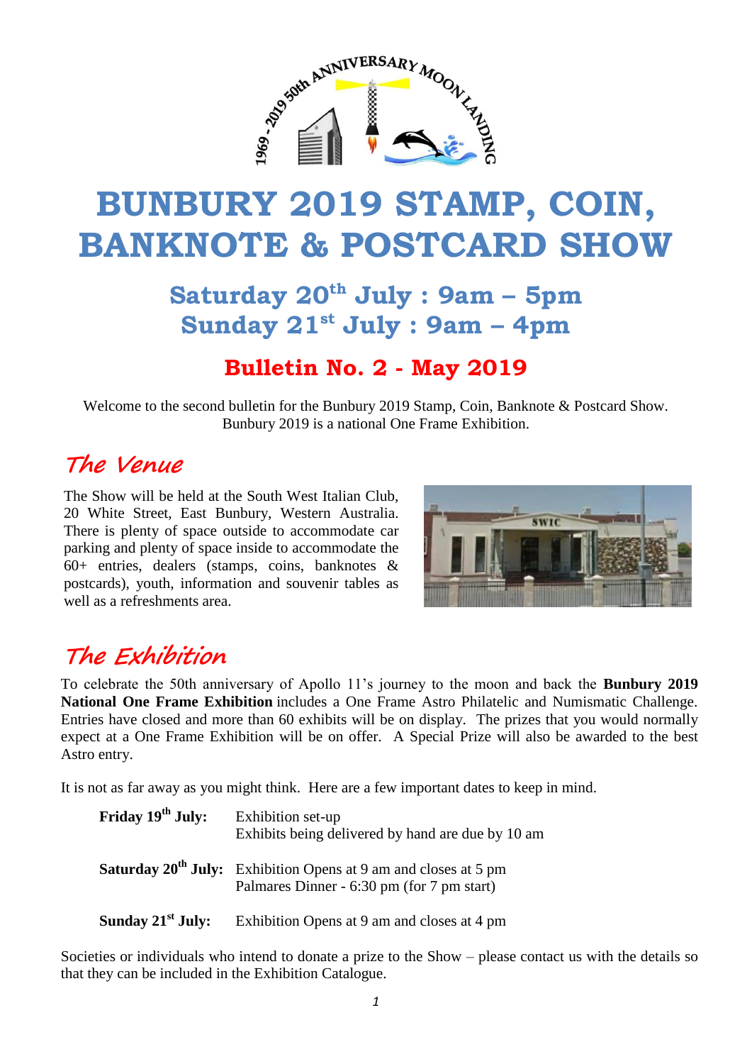# BUNBURY 2019 STAMP, COIN, BANKNOTE & POSTCARD SHOW

## Saturday 20th July : 9am – 5pm
## Sunday 21st July : 9am – 4pm

## Bulletin No. 2 - May 2019

Welcome to the second bulletin for the Bunbury 2019 Stamp, Coin, Banknote & Postcard Show. Bunbury 2019 is a national One Frame Exhibition.

## *The Venue*

The Show will be held at the South West Italian Club, 20 White Street, East Bunbury, Western Australia. There is plenty of space outside to accommodate car parking and plenty of space inside to accommodate the 60+ entries, dealers (stamps, coins, banknotes & postcards), youth, information and souvenir tables as well as a refreshments area.

## *The Exhibition*

To celebrate the 50th anniversary of Apollo 11's journey to the moon and back the **Bunbury 2019 National One Frame Exhibition** includes a One Frame Astro Philatelic and Numismatic Challenge. Entries have closed and more than 60 exhibits will be on display. The prizes that you would normally expect at a One Frame Exhibition will be on offer. A Special Prize will also be awarded to the best Astro entry.

It is not as far away as you might think. Here are a few important dates to keep in mind.

| | |
|---|---|
| **Friday 19th July:** | Exhibition set-up<br>Exhibits being delivered by hand are due by 10 am |
| **Saturday 20th July:** | Exhibition Opens at 9 am and closes at 5 pm<br>Palmares Dinner - 6:30 pm (for 7 pm start) |
| **Sunday 21st July:** | Exhibition Opens at 9 am and closes at 4 pm |

Societies or individuals who intend to donate a prize to the Show – please contact us with the details so that they can be included in the Exhibition Catalogue.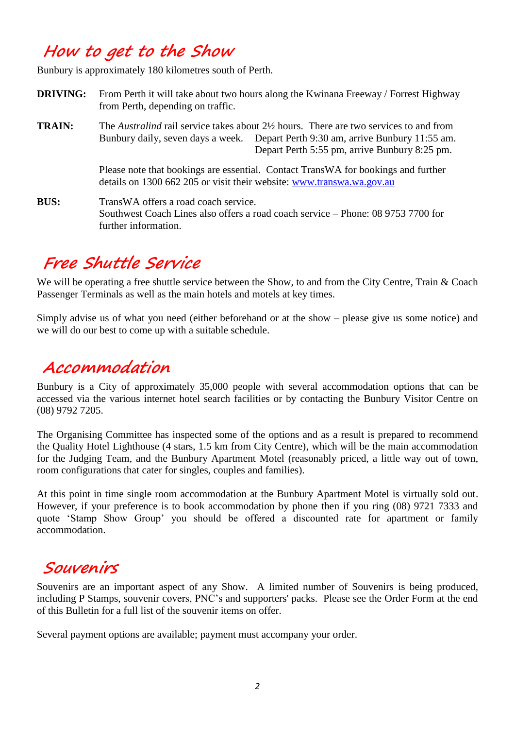## How to get to the Show

Bunbury is approximately 180 kilometres south of Perth.

**DRIVING:** From Perth it will take about two hours along the Kwinana Freeway / Forrest Highway from Perth, depending on traffic.

**TRAIN:** The *Australind* rail service takes about 2½ hours. There are two services to and from Bunbury daily, seven days a week. Depart Perth 9:30 am, arrive Bunbury 11:55 am. Depart Perth 5:55 pm, arrive Bunbury 8:25 pm.

Please note that bookings are essential. Contact TransWA for bookings and further details on 1300 662 205 or visit their website: [www.transwa.wa.gov.au](http://www.transwa.wa.gov.au)

**BUS:** TransWA offers a road coach service.
Southwest Coach Lines also offers a road coach service – Phone: 08 9753 7700 for further information.

## Free Shuttle Service

We will be operating a free shuttle service between the Show, to and from the City Centre, Train & Coach Passenger Terminals as well as the main hotels and motels at key times.

Simply advise us of what you need (either beforehand or at the show – please give us some notice) and we will do our best to come up with a suitable schedule.

## Accommodation

Bunbury is a City of approximately 35,000 people with several accommodation options that can be accessed via the various internet hotel search facilities or by contacting the Bunbury Visitor Centre on (08) 9792 7205.

The Organising Committee has inspected some of the options and as a result is prepared to recommend the Quality Hotel Lighthouse (4 stars, 1.5 km from City Centre), which will be the main accommodation for the Judging Team, and the Bunbury Apartment Motel (reasonably priced, a little way out of town, room configurations that cater for singles, couples and families).

At this point in time single room accommodation at the Bunbury Apartment Motel is virtually sold out. However, if your preference is to book accommodation by phone then if you ring (08) 9721 7333 and quote 'Stamp Show Group' you should be offered a discounted rate for apartment or family accommodation.

## Souvenirs

Souvenirs are an important aspect of any Show. A limited number of Souvenirs is being produced, including P Stamps, souvenir covers, PNC's and supporters' packs. Please see the Order Form at the end of this Bulletin for a full list of the souvenir items on offer.

Several payment options are available; payment must accompany your order.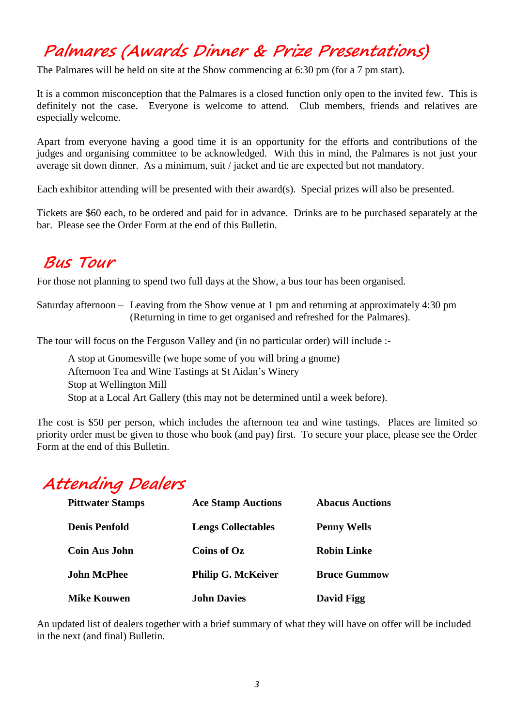## Palmares (Awards Dinner & Prize Presentations)

The Palmares will be held on site at the Show commencing at 6:30 pm (for a 7 pm start).

It is a common misconception that the Palmares is a closed function only open to the invited few. This is definitely not the case. Everyone is welcome to attend. Club members, friends and relatives are especially welcome.

Apart from everyone having a good time it is an opportunity for the efforts and contributions of the judges and organising committee to be acknowledged. With this in mind, the Palmares is not just your average sit down dinner. As a minimum, suit / jacket and tie are expected but not mandatory.

Each exhibitor attending will be presented with their award(s). Special prizes will also be presented.

Tickets are $60 each, to be ordered and paid for in advance. Drinks are to be purchased separately at the bar. Please see the Order Form at the end of this Bulletin.

## Bus Tour

For those not planning to spend two full days at the Show, a bus tour has been organised.

Saturday afternoon – Leaving from the Show venue at 1 pm and returning at approximately 4:30 pm (Returning in time to get organised and refreshed for the Palmares).

The tour will focus on the Ferguson Valley and (in no particular order) will include :-

- A stop at Gnomesville (we hope some of you will bring a gnome)
- Afternoon Tea and Wine Tastings at St Aidan's Winery
- Stop at Wellington Mill
- Stop at a Local Art Gallery (this may not be determined until a week before).

The cost is $50 per person, which includes the afternoon tea and wine tastings. Places are limited so priority order must be given to those who book (and pay) first. To secure your place, please see the Order Form at the end of this Bulletin.

## Attending Dealers

| | | |
|---|---|---|
| **Pittwater Stamps** | **Ace Stamp Auctions** | **Abacus Auctions** |
| **Denis Penfold** | **Lengs Collectables** | **Penny Wells** |
| **Coin Aus John** | **Coins of Oz** | **Robin Linke** |
| **John McPhee** | **Philip G. McKeiver** | **Bruce Gummow** |
| **Mike Kouwen** | **John Davies** | **David Figg** |

An updated list of dealers together with a brief summary of what they will have on offer will be included in the next (and final) Bulletin.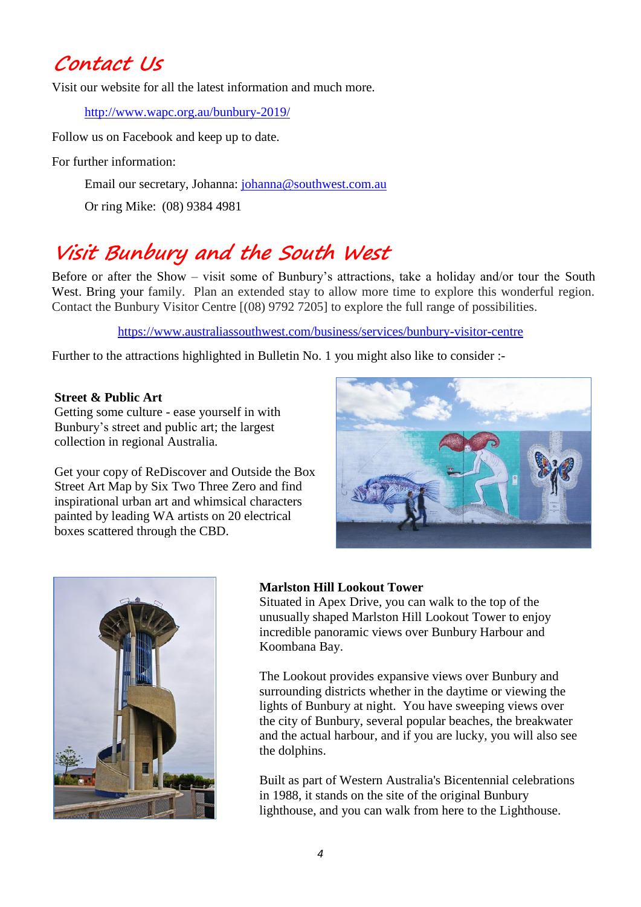## Contact Us

Visit our website for all the latest information and much more.

http://www.wapc.org.au/bunbury-2019/

Follow us on Facebook and keep up to date.

For further information:

Email our secretary, Johanna: johanna@southwest.com.au

Or ring Mike: (08) 9384 4981

## Visit Bunbury and the South West

Before or after the Show – visit some of Bunbury's attractions, take a holiday and/or tour the South West. Bring your family. Plan an extended stay to allow more time to explore this wonderful region. Contact the Bunbury Visitor Centre [(08) 9792 7205] to explore the full range of possibilities.

https://www.australiassouthwest.com/business/services/bunbury-visitor-centre

Further to the attractions highlighted in Bulletin No. 1 you might also like to consider :-

**Street & Public Art**
Getting some culture - ease yourself in with Bunbury's street and public art; the largest collection in regional Australia.

Get your copy of ReDiscover and Outside the Box Street Art Map by Six Two Three Zero and find inspirational urban art and whimsical characters painted by leading WA artists on 20 electrical boxes scattered through the CBD.

**Marlston Hill Lookout Tower**
Situated in Apex Drive, you can walk to the top of the unusually shaped Marlston Hill Lookout Tower to enjoy incredible panoramic views over Bunbury Harbour and Koombana Bay.

The Lookout provides expansive views over Bunbury and surrounding districts whether in the daytime or viewing the lights of Bunbury at night. You have sweeping views over the city of Bunbury, several popular beaches, the breakwater and the actual harbour, and if you are lucky, you will also see the dolphins.

Built as part of Western Australia's Bicentennial celebrations in 1988, it stands on the site of the original Bunbury lighthouse, and you can walk from here to the Lighthouse.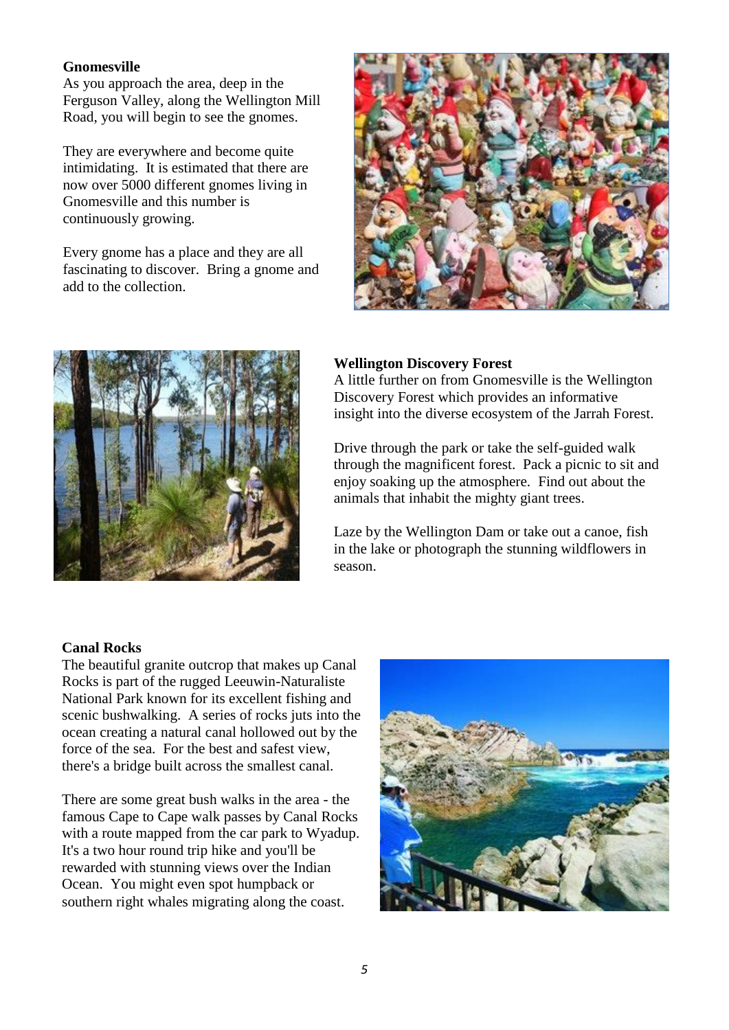### Gnomesville

As you approach the area, deep in the Ferguson Valley, along the Wellington Mill Road, you will begin to see the gnomes.

They are everywhere and become quite intimidating. It is estimated that there are now over 5000 different gnomes living in Gnomesville and this number is continuously growing.

Every gnome has a place and they are all fascinating to discover. Bring a gnome and add to the collection.

### Wellington Discovery Forest

A little further on from Gnomesville is the Wellington Discovery Forest which provides an informative insight into the diverse ecosystem of the Jarrah Forest.

Drive through the park or take the self-guided walk through the magnificent forest. Pack a picnic to sit and enjoy soaking up the atmosphere. Find out about the animals that inhabit the mighty giant trees.

Laze by the Wellington Dam or take out a canoe, fish in the lake or photograph the stunning wildflowers in season.

### Canal Rocks

The beautiful granite outcrop that makes up Canal Rocks is part of the rugged Leeuwin-Naturaliste National Park known for its excellent fishing and scenic bushwalking. A series of rocks juts into the ocean creating a natural canal hollowed out by the force of the sea. For the best and safest view, there's a bridge built across the smallest canal.

There are some great bush walks in the area - the famous Cape to Cape walk passes by Canal Rocks with a route mapped from the car park to Wyadup. It's a two hour round trip hike and you'll be rewarded with stunning views over the Indian Ocean. You might even spot humpback or southern right whales migrating along the coast.